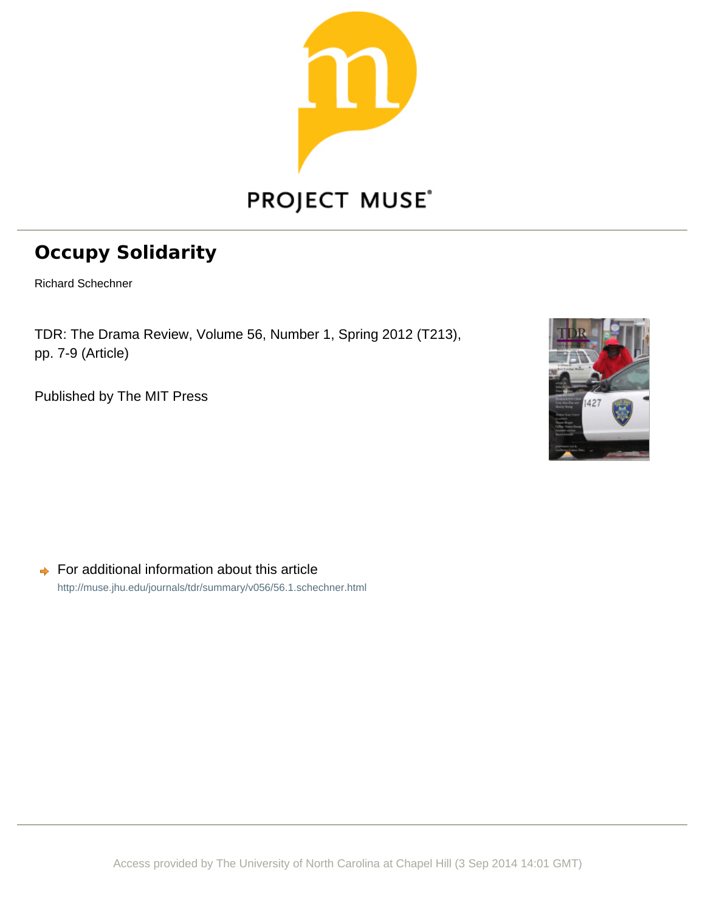PROJECT MUSE

# Occupy Solidarity

Richard Schechner

TDR: The Drama Review, Volume 56, Number 1, Spring 2012 (T213), pp. 7-9 (Article)

Published by The MIT Press

For additional information about this article

http://muse.jhu.edu/journals/tdr/summary/v056/56.1.schechner.html

Access provided by The University of North Carolina at Chapel Hill (3 Sep 2014 14:01 GMT)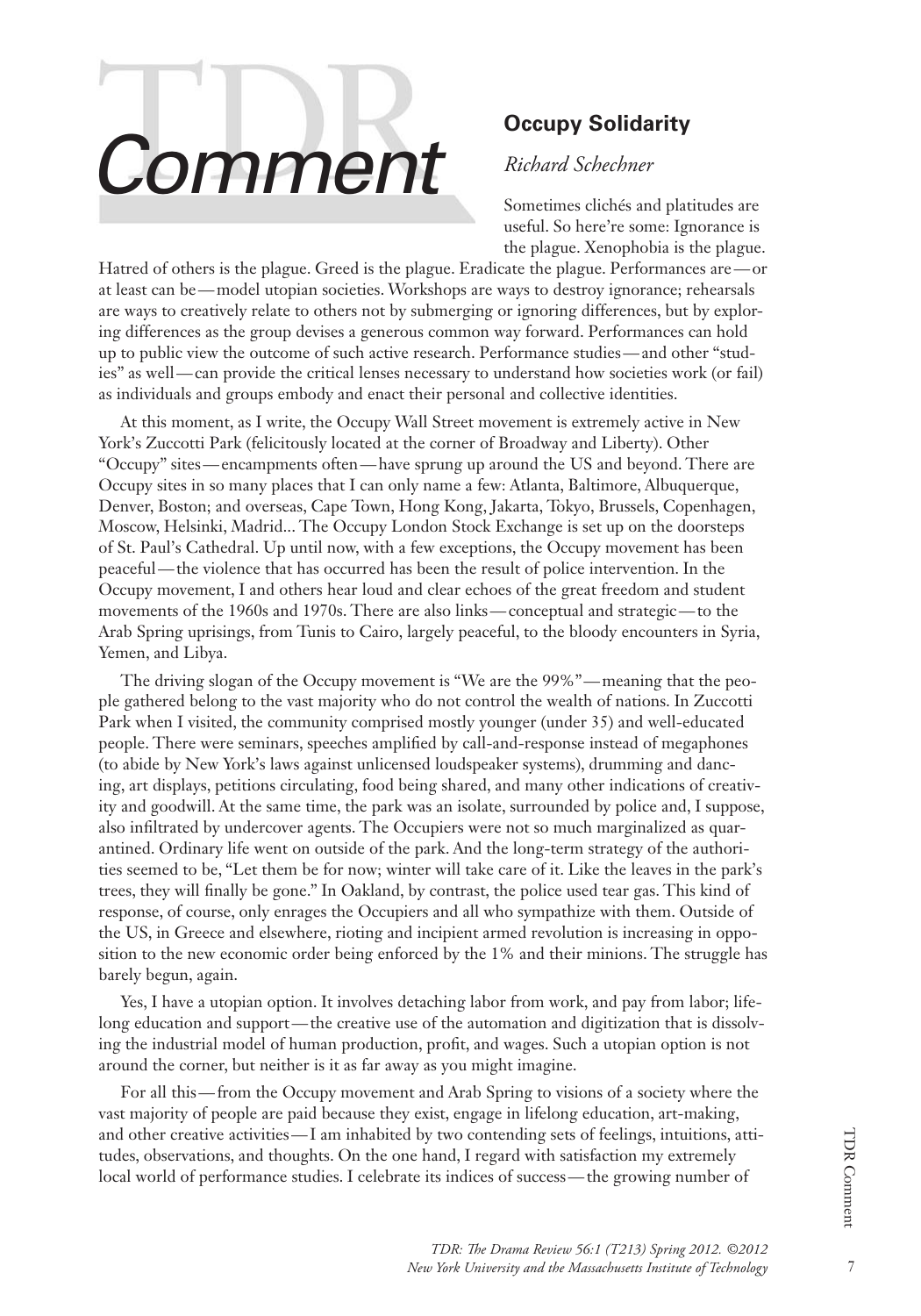# Comment

## Occupy Solidarity

*Richard Schechner*

Sometimes clichés and platitudes are useful. So here're some: Ignorance is the plague. Xenophobia is the plague. Hatred of others is the plague. Greed is the plague. Eradicate the plague. Performances are—or at least can be—model utopian societies. Workshops are ways to destroy ignorance; rehearsals are ways to creatively relate to others not by submerging or ignoring differences, but by exploring differences as the group devises a generous common way forward. Performances can hold up to public view the outcome of such active research. Performance studies—and other "studies" as well—can provide the critical lenses necessary to understand how societies work (or fail) as individuals and groups embody and enact their personal and collective identities.

At this moment, as I write, the Occupy Wall Street movement is extremely active in New York's Zuccotti Park (felicitously located at the corner of Broadway and Liberty). Other "Occupy" sites—encampments often—have sprung up around the US and beyond. There are Occupy sites in so many places that I can only name a few: Atlanta, Baltimore, Albuquerque, Denver, Boston; and overseas, Cape Town, Hong Kong, Jakarta, Tokyo, Brussels, Copenhagen, Moscow, Helsinki, Madrid... The Occupy London Stock Exchange is set up on the doorsteps of St. Paul's Cathedral. Up until now, with a few exceptions, the Occupy movement has been peaceful—the violence that has occurred has been the result of police intervention. In the Occupy movement, I and others hear loud and clear echoes of the great freedom and student movements of the 1960s and 1970s. There are also links—conceptual and strategic—to the Arab Spring uprisings, from Tunis to Cairo, largely peaceful, to the bloody encounters in Syria, Yemen, and Libya.

The driving slogan of the Occupy movement is "We are the 99%"—meaning that the people gathered belong to the vast majority who do not control the wealth of nations. In Zuccotti Park when I visited, the community comprised mostly younger (under 35) and well-educated people. There were seminars, speeches amplified by call-and-response instead of megaphones (to abide by New York's laws against unlicensed loudspeaker systems), drumming and dancing, art displays, petitions circulating, food being shared, and many other indications of creativity and goodwill. At the same time, the park was an isolate, surrounded by police and, I suppose, also infiltrated by undercover agents. The Occupiers were not so much marginalized as quarantined. Ordinary life went on outside of the park. And the long-term strategy of the authorities seemed to be, "Let them be for now; winter will take care of it. Like the leaves in the park's trees, they will finally be gone." In Oakland, by contrast, the police used tear gas. This kind of response, of course, only enrages the Occupiers and all who sympathize with them. Outside of the US, in Greece and elsewhere, rioting and incipient armed revolution is increasing in opposition to the new economic order being enforced by the 1% and their minions. The struggle has barely begun, again.

Yes, I have a utopian option. It involves detaching labor from work, and pay from labor; lifelong education and support—the creative use of the automation and digitization that is dissolving the industrial model of human production, profit, and wages. Such a utopian option is not around the corner, but neither is it as far away as you might imagine.

For all this—from the Occupy movement and Arab Spring to visions of a society where the vast majority of people are paid because they exist, engage in lifelong education, art-making, and other creative activities—I am inhabited by two contending sets of feelings, intuitions, attitudes, observations, and thoughts. On the one hand, I regard with satisfaction my extremely local world of performance studies. I celebrate its indices of success—the growing number of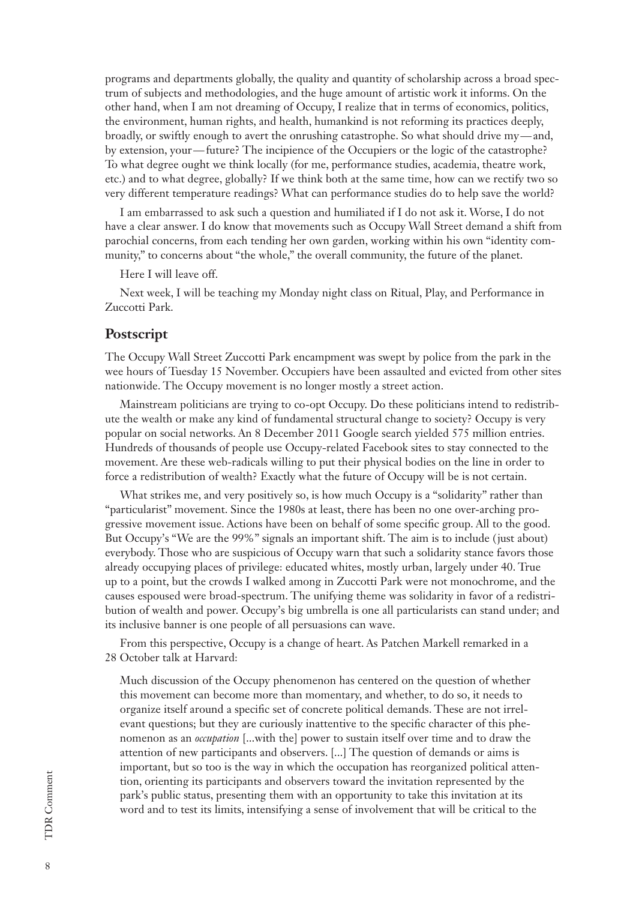programs and departments globally, the quality and quantity of scholarship across a broad spectrum of subjects and methodologies, and the huge amount of artistic work it informs. On the other hand, when I am not dreaming of Occupy, I realize that in terms of economics, politics, the environment, human rights, and health, humankind is not reforming its practices deeply, broadly, or swiftly enough to avert the onrushing catastrophe. So what should drive my—and, by extension, your—future? The incipience of the Occupiers or the logic of the catastrophe? To what degree ought we think locally (for me, performance studies, academia, theatre work, etc.) and to what degree, globally? If we think both at the same time, how can we rectify two so very different temperature readings? What can performance studies do to help save the world?

I am embarrassed to ask such a question and humiliated if I do not ask it. Worse, I do not have a clear answer. I do know that movements such as Occupy Wall Street demand a shift from parochial concerns, from each tending her own garden, working within his own "identity community," to concerns about "the whole," the overall community, the future of the planet.

Here I will leave off.

Next week, I will be teaching my Monday night class on Ritual, Play, and Performance in Zuccotti Park.

## Postscript

The Occupy Wall Street Zuccotti Park encampment was swept by police from the park in the wee hours of Tuesday 15 November. Occupiers have been assaulted and evicted from other sites nationwide. The Occupy movement is no longer mostly a street action.

Mainstream politicians are trying to co-opt Occupy. Do these politicians intend to redistribute the wealth or make any kind of fundamental structural change to society? Occupy is very popular on social networks. An 8 December 2011 Google search yielded 575 million entries. Hundreds of thousands of people use Occupy-related Facebook sites to stay connected to the movement. Are these web-radicals willing to put their physical bodies on the line in order to force a redistribution of wealth? Exactly what the future of Occupy will be is not certain.

What strikes me, and very positively so, is how much Occupy is a "solidarity" rather than "particularist" movement. Since the 1980s at least, there has been no one over-arching progressive movement issue. Actions have been on behalf of some specific group. All to the good. But Occupy's "We are the 99%" signals an important shift. The aim is to include (just about) everybody. Those who are suspicious of Occupy warn that such a solidarity stance favors those already occupying places of privilege: educated whites, mostly urban, largely under 40. True up to a point, but the crowds I walked among in Zuccotti Park were not monochrome, and the causes espoused were broad-spectrum. The unifying theme was solidarity in favor of a redistribution of wealth and power. Occupy's big umbrella is one all particularists can stand under; and its inclusive banner is one people of all persuasions can wave.

From this perspective, Occupy is a change of heart. As Patchen Markell remarked in a 28 October talk at Harvard:

> Much discussion of the Occupy phenomenon has centered on the question of whether this movement can become more than momentary, and whether, to do so, it needs to organize itself around a specific set of concrete political demands. These are not irrelevant questions; but they are curiously inattentive to the specific character of this phenomenon as an *occupation* [...with the] power to sustain itself over time and to draw the attention of new participants and observers. [...] The question of demands or aims is important, but so too is the way in which the occupation has reorganized political attention, orienting its participants and observers toward the invitation represented by the park's public status, presenting them with an opportunity to take this invitation at its word and to test its limits, intensifying a sense of involvement that will be critical to the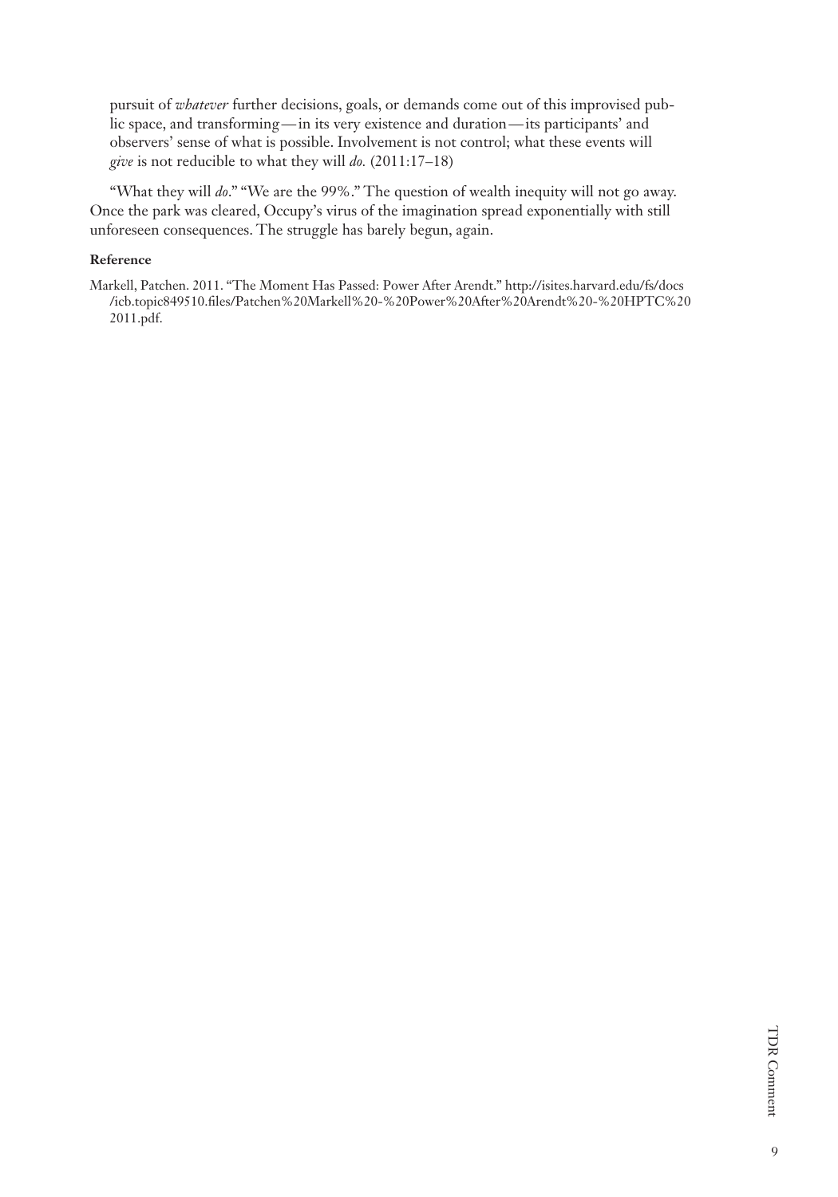pursuit of *whatever* further decisions, goals, or demands come out of this improvised public space, and transforming—in its very existence and duration—its participants' and observers' sense of what is possible. Involvement is not control; what these events will *give* is not reducible to what they will *do.* (2011:17–18)

"What they will *do*." "We are the 99%." The question of wealth inequity will not go away. Once the park was cleared, Occupy's virus of the imagination spread exponentially with still unforeseen consequences. The struggle has barely begun, again.

**Reference**

Markell, Patchen. 2011. "The Moment Has Passed: Power After Arendt." http://isites.harvard.edu/fs/docs/icb.topic849510.files/Patchen%20Markell%20-%20Power%20After%20Arendt%20-%20HPTC%202011.pdf.